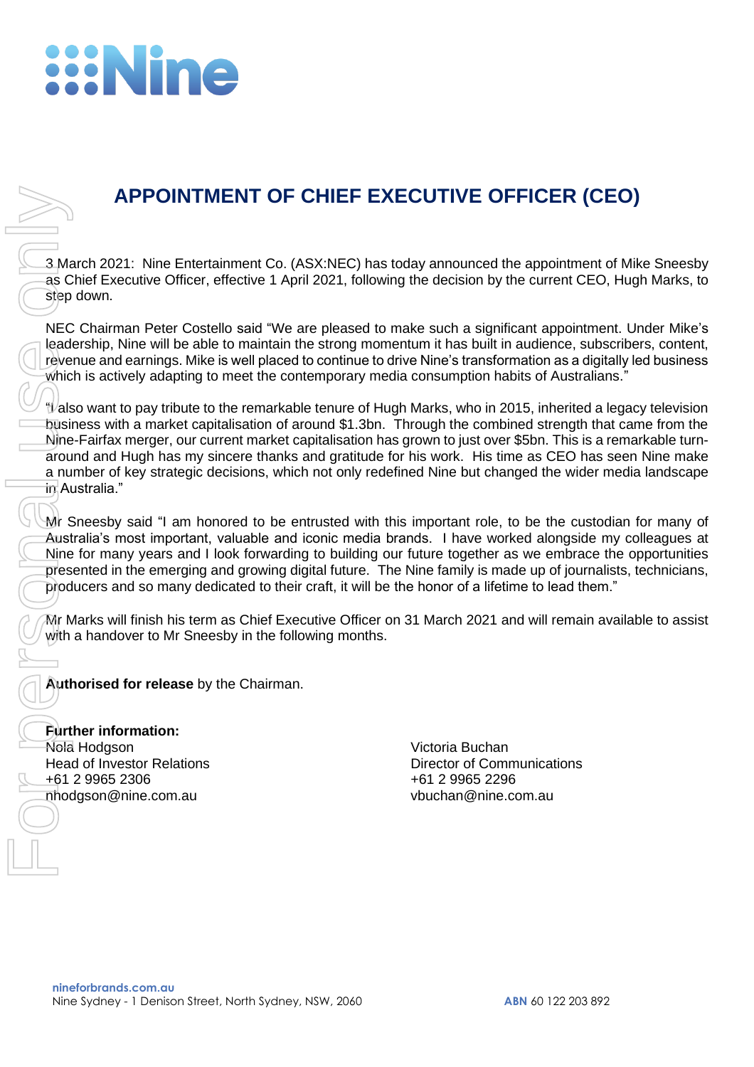# APPOINTMENT OF CHIEF EXECUTIVE OFFICER (CEO)

3 March 2021: Nine Entertainment Co. (ASX:NEC) has today announced the appointment of Mike Sneesby as Chief Executive Officer, effective 1 April 2021, following the decision by the current CEO, Hugh Marks, to step down.

NEC Chairman Peter Costello said "We are pleased to make such a significant appointment. Under Mike's leadership, Nine will be able to maintain the strong momentum it has built in audience, subscribers, content, revenue and earnings. Mike is well placed to continue to drive Nine's transformation as a digitally led business which is actively adapting to meet the contemporary media consumption habits of Australians."

"I also want to pay tribute to the remarkable tenure of Hugh Marks, who in 2015, inherited a legacy television business with a market capitalisation of around $1.3bn. Through the combined strength that came from the Nine-Fairfax merger, our current market capitalisation has grown to just over $5bn. This is a remarkable turn-around and Hugh has my sincere thanks and gratitude for his work. His time as CEO has seen Nine make a number of key strategic decisions, which not only redefined Nine but changed the wider media landscape in Australia."

Mr Sneesby said "I am honored to be entrusted with this important role, to be the custodian for many of Australia's most important, valuable and iconic media brands. I have worked alongside my colleagues at Nine for many years and I look forwarding to building our future together as we embrace the opportunities presented in the emerging and growing digital future. The Nine family is made up of journalists, technicians, producers and so many dedicated to their craft, it will be the honor of a lifetime to lead them."

Mr Marks will finish his term as Chief Executive Officer on 31 March 2021 and will remain available to assist with a handover to Mr Sneesby in the following months.

**Authorised for release** by the Chairman.

**Further information:**

Nola Hodgson
Head of Investor Relations
+61 2 9965 2306
nhodgson@nine.com.au

Victoria Buchan
Director of Communications
+61 2 9965 2296
vbuchan@nine.com.au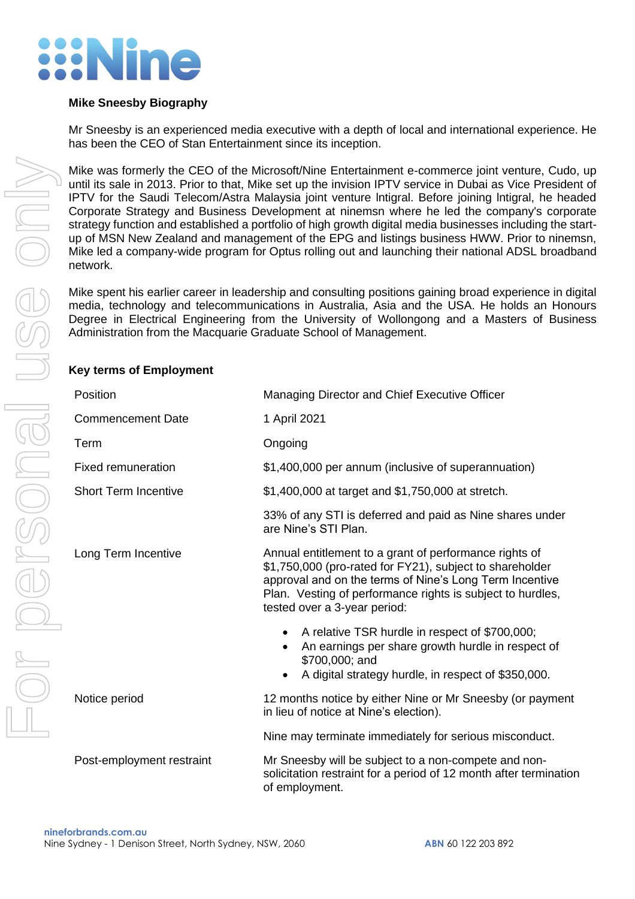**Mike Sneesby Biography**

Mr Sneesby is an experienced media executive with a depth of local and international experience. He has been the CEO of Stan Entertainment since its inception.

Mike was formerly the CEO of the Microsoft/Nine Entertainment e-commerce joint venture, Cudo, up until its sale in 2013. Prior to that, Mike set up the invision IPTV service in Dubai as Vice President of IPTV for the Saudi Telecom/Astra Malaysia joint venture Intigral. Before joining Intigral, he headed Corporate Strategy and Business Development at ninemsn where he led the company's corporate strategy function and established a portfolio of high growth digital media businesses including the start-up of MSN New Zealand and management of the EPG and listings business HWW. Prior to ninemsn, Mike led a company-wide program for Optus rolling out and launching their national ADSL broadband network.

Mike spent his earlier career in leadership and consulting positions gaining broad experience in digital media, technology and telecommunications in Australia, Asia and the USA. He holds an Honours Degree in Electrical Engineering from the University of Wollongong and a Masters of Business Administration from the Macquarie Graduate School of Management.

**Key terms of Employment**

| | |
|---|---|
| Position | Managing Director and Chief Executive Officer |
| Commencement Date | 1 April 2021 |
| Term | Ongoing |
| Fixed remuneration | $1,400,000 per annum (inclusive of superannuation) |
| Short Term Incentive | $1,400,000 at target and $1,750,000 at stretch. |
| | 33% of any STI is deferred and paid as Nine shares under are Nine's STI Plan. |
| Long Term Incentive | Annual entitlement to a grant of performance rights of $1,750,000 (pro-rated for FY21), subject to shareholder approval and on the terms of Nine's Long Term Incentive Plan. Vesting of performance rights is subject to hurdles, tested over a 3-year period: |
| | • A relative TSR hurdle in respect of $700,000;<br>• An earnings per share growth hurdle in respect of $700,000; and<br>• A digital strategy hurdle, in respect of $350,000. |
| Notice period | 12 months notice by either Nine or Mr Sneesby (or payment in lieu of notice at Nine's election). |
| | Nine may terminate immediately for serious misconduct. |
| Post-employment restraint | Mr Sneesby will be subject to a non-compete and non-solicitation restraint for a period of 12 month after termination of employment. |